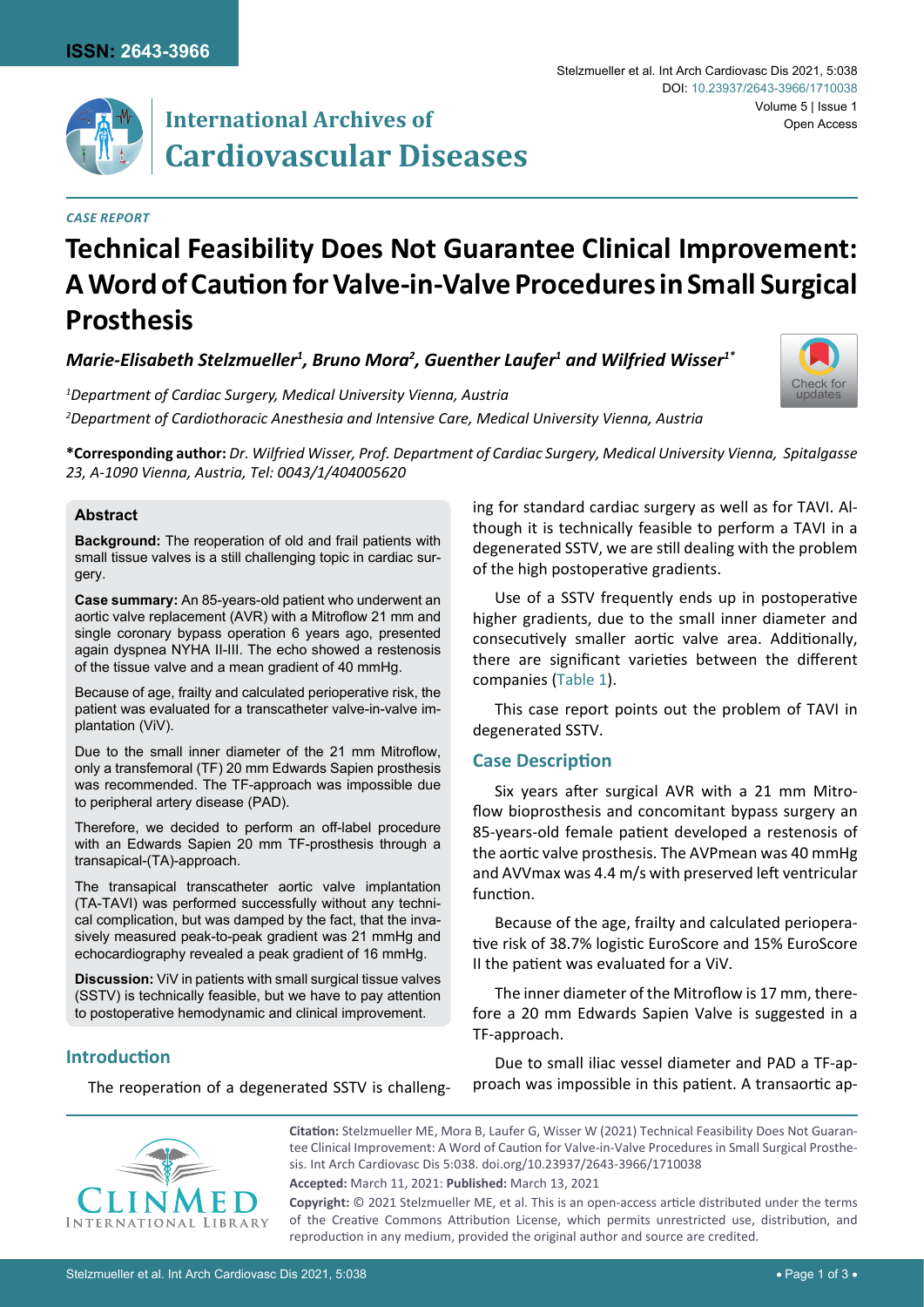ISSN: 2643-3966

# International Archives of Cardiovascular Diseases

*CASE REPORT*

# Technical Feasibility Does Not Guarantee Clinical Improvement: A Word of Caution for Valve-in-Valve Procedures in Small Surgical Prosthesis

***Marie-Elisabeth Stelzmueller[1], Bruno Mora[2], Guenther Laufer[1] and Wilfried Wisser[1*]***

*[1]Department of Cardiac Surgery, Medical University Vienna, Austria*

*[2]Department of Cardiothoracic Anesthesia and Intensive Care, Medical University Vienna, Austria*

**\*Corresponding author:** *Dr. Wilfried Wisser, Prof. Department of Cardiac Surgery, Medical University Vienna, Spitalgasse 23, A-1090 Vienna, Austria, Tel: 0043/1/404005620*

## Abstract

**Background:** The reoperation of old and frail patients with small tissue valves is a still challenging topic in cardiac surgery.

**Case summary:** An 85-years-old patient who underwent an aortic valve replacement (AVR) with a Mitroflow 21 mm and single coronary bypass operation 6 years ago, presented again dyspnea NYHA II-III. The echo showed a restenosis of the tissue valve and a mean gradient of 40 mmHg.

Because of age, frailty and calculated perioperative risk, the patient was evaluated for a transcatheter valve-in-valve implantation (ViV).

Due to the small inner diameter of the 21 mm Mitroflow, only a transfemoral (TF) 20 mm Edwards Sapien prosthesis was recommended. The TF-approach was impossible due to peripheral artery disease (PAD).

Therefore, we decided to perform an off-label procedure with an Edwards Sapien 20 mm TF-prosthesis through a transapical-(TA)-approach.

The transapical transcatheter aortic valve implantation (TA-TAVI) was performed successfully without any technical complication, but was damped by the fact, that the invasively measured peak-to-peak gradient was 21 mmHg and echocardiography revealed a peak gradient of 16 mmHg.

**Discussion:** ViV in patients with small surgical tissue valves (SSTV) is technically feasible, but we have to pay attention to postoperative hemodynamic and clinical improvement.

## Introduction

The reoperation of a degenerated SSTV is challenging for standard cardiac surgery as well as for TAVI. Although it is technically feasible to perform a TAVI in a degenerated SSTV, we are still dealing with the problem of the high postoperative gradients.

Use of a SSTV frequently ends up in postoperative higher gradients, due to the small inner diameter and consecutively smaller aortic valve area. Additionally, there are significant varieties between the different companies (Table 1).

This case report points out the problem of TAVI in degenerated SSTV.

## Case Description

Six years after surgical AVR with a 21 mm Mitroflow bioprosthesis and concomitant bypass surgery an 85-years-old female patient developed a restenosis of the aortic valve prosthesis. The AVPmean was 40 mmHg and AVVmax was 4.4 m/s with preserved left ventricular function.

Because of the age, frailty and calculated perioperative risk of 38.7% logistic EuroScore and 15% EuroScore II the patient was evaluated for a ViV.

The inner diameter of the Mitroflow is 17 mm, therefore a 20 mm Edwards Sapien Valve is suggested in a TF-approach.

Due to small iliac vessel diameter and PAD a TF-approach was impossible in this patient. A transaortic ap-

**Citation:** Stelzmueller ME, Mora B, Laufer G, Wisser W (2021) Technical Feasibility Does Not Guarantee Clinical Improvement: A Word of Caution for Valve-in-Valve Procedures in Small Surgical Prosthesis. Int Arch Cardiovasc Dis 5:038. doi.org/10.23937/2643-3966/1710038

**Accepted:** March 11, 2021: **Published:** March 13, 2021

**Copyright:** © 2021 Stelzmueller ME, et al. This is an open-access article distributed under the terms of the Creative Commons Attribution License, which permits unrestricted use, distribution, and reproduction in any medium, provided the original author and source are credited.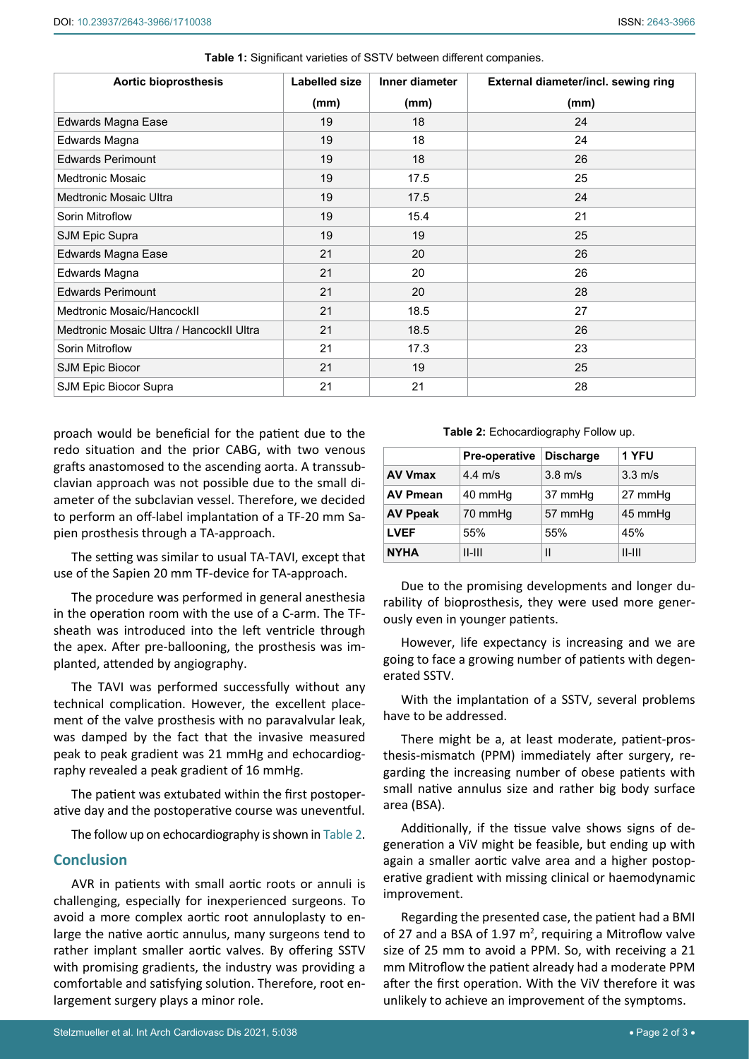**Table 1:** Significant varieties of SSTV between different companies.

| Aortic bioprosthesis | Labelled size (mm) | Inner diameter (mm) | External diameter/incl. sewing ring (mm) |
|---|---|---|---|
| Edwards Magna Ease | 19 | 18 | 24 |
| Edwards Magna | 19 | 18 | 24 |
| Edwards Perimount | 19 | 18 | 26 |
| Medtronic Mosaic | 19 | 17.5 | 25 |
| Medtronic Mosaic Ultra | 19 | 17.5 | 24 |
| Sorin Mitroflow | 19 | 15.4 | 21 |
| SJM Epic Supra | 19 | 19 | 25 |
| Edwards Magna Ease | 21 | 20 | 26 |
| Edwards Magna | 21 | 20 | 26 |
| Edwards Perimount | 21 | 20 | 28 |
| Medtronic Mosaic/HancockII | 21 | 18.5 | 27 |
| Medtronic Mosaic Ultra / HancockII Ultra | 21 | 18.5 | 26 |
| Sorin Mitroflow | 21 | 17.3 | 23 |
| SJM Epic Biocor | 21 | 19 | 25 |
| SJM Epic Biocor Supra | 21 | 21 | 28 |

proach would be beneficial for the patient due to the redo situation and the prior CABG, with two venous grafts anastomosed to the ascending aorta. A transsubclavian approach was not possible due to the small diameter of the subclavian vessel. Therefore, we decided to perform an off-label implantation of a TF-20 mm Sapien prosthesis through a TA-approach.

The setting was similar to usual TA-TAVI, except that use of the Sapien 20 mm TF-device for TA-approach.

The procedure was performed in general anesthesia in the operation room with the use of a C-arm. The TF-sheath was introduced into the left ventricle through the apex. After pre-ballooning, the prosthesis was implanted, attended by angiography.

The TAVI was performed successfully without any technical complication. However, the excellent placement of the valve prosthesis with no paravalvular leak, was damped by the fact that the invasive measured peak to peak gradient was 21 mmHg and echocardiography revealed a peak gradient of 16 mmHg.

The patient was extubated within the first postoperative day and the postoperative course was uneventful.

The follow up on echocardiography is shown in Table 2.

**Table 2:** Echocardiography Follow up.

| | Pre-operative | Discharge | 1 YFU |
|---|---|---|---|
| **AV Vmax** | 4.4 m/s | 3.8 m/s | 3.3 m/s |
| **AV Pmean** | 40 mmHg | 37 mmHg | 27 mmHg |
| **AV Ppeak** | 70 mmHg | 57 mmHg | 45 mmHg |
| **LVEF** | 55% | 55% | 45% |
| **NYHA** | II-III | II | II-III |

## Conclusion

AVR in patients with small aortic roots or annuli is challenging, especially for inexperienced surgeons. To avoid a more complex aortic root annuloplasty to enlarge the native aortic annulus, many surgeons tend to rather implant smaller aortic valves. By offering SSTV with promising gradients, the industry was providing a comfortable and satisfying solution. Therefore, root enlargement surgery plays a minor role.

Due to the promising developments and longer durability of bioprosthesis, they were used more generously even in younger patients.

However, life expectancy is increasing and we are going to face a growing number of patients with degenerated SSTV.

With the implantation of a SSTV, several problems have to be addressed.

There might be a, at least moderate, patient-prosthesis-mismatch (PPM) immediately after surgery, regarding the increasing number of obese patients with small native annulus size and rather big body surface area (BSA).

Additionally, if the tissue valve shows signs of degeneration a ViV might be feasible, but ending up with again a smaller aortic valve area and a higher postoperative gradient with missing clinical or haemodynamic improvement.

Regarding the presented case, the patient had a BMI of 27 and a BSA of 1.97 $m^2$, requiring a Mitroflow valve size of 25 mm to avoid a PPM. So, with receiving a 21 mm Mitroflow the patient already had a moderate PPM after the first operation. With the ViV therefore it was unlikely to achieve an improvement of the symptoms.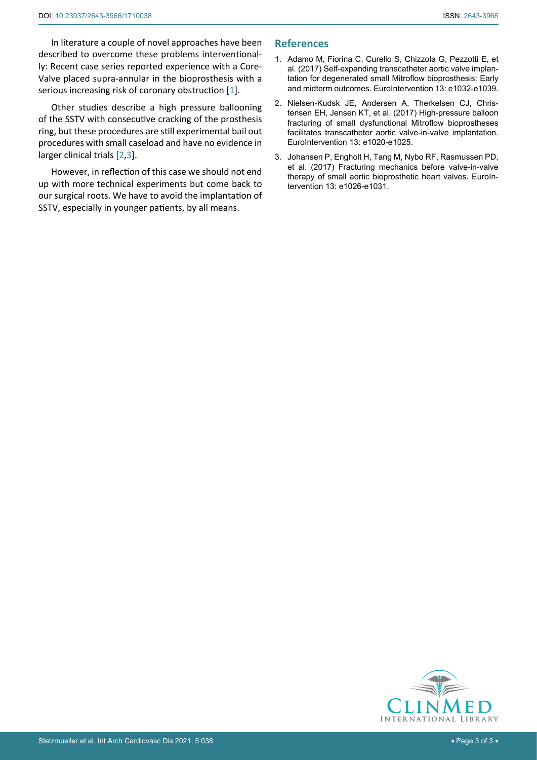In literature a couple of novel approaches have been described to overcome these problems interventionally: Recent case series reported experience with a CoreValve placed supra-annular in the bioprosthesis with a serious increasing risk of coronary obstruction [1].

Other studies describe a high pressure ballooning of the SSTV with consecutive cracking of the prosthesis ring, but these procedures are still experimental bail out procedures with small caseload and have no evidence in larger clinical trials [2,3].

However, in reflection of this case we should not end up with more technical experiments but come back to our surgical roots. We have to avoid the implantation of SSTV, especially in younger patients, by all means.

## References

1. Adamo M, Fiorina C, Curello S, Chizzola G, Pezzotti E, et al. (2017) Self-expanding transcatheter aortic valve implantation for degenerated small Mitroflow bioprosthesis: Early and midterm outcomes. EuroIntervention 13: e1032-e1039.
2. Nielsen-Kudsk JE, Andersen A, Therkelsen CJ, Christensen EH, Jensen KT, et al. (2017) High-pressure balloon fracturing of small dysfunctional Mitroflow bioprostheses facilitates transcatheter aortic valve-in-valve implantation. EuroIntervention 13: e1020-e1025.
3. Johansen P, Engholt H, Tang M, Nybo RF, Rasmussen PD, et al. (2017) Fracturing mechanics before valve-in-valve therapy of small aortic bioprosthetic heart valves. EuroIntervention 13: e1026-e1031.